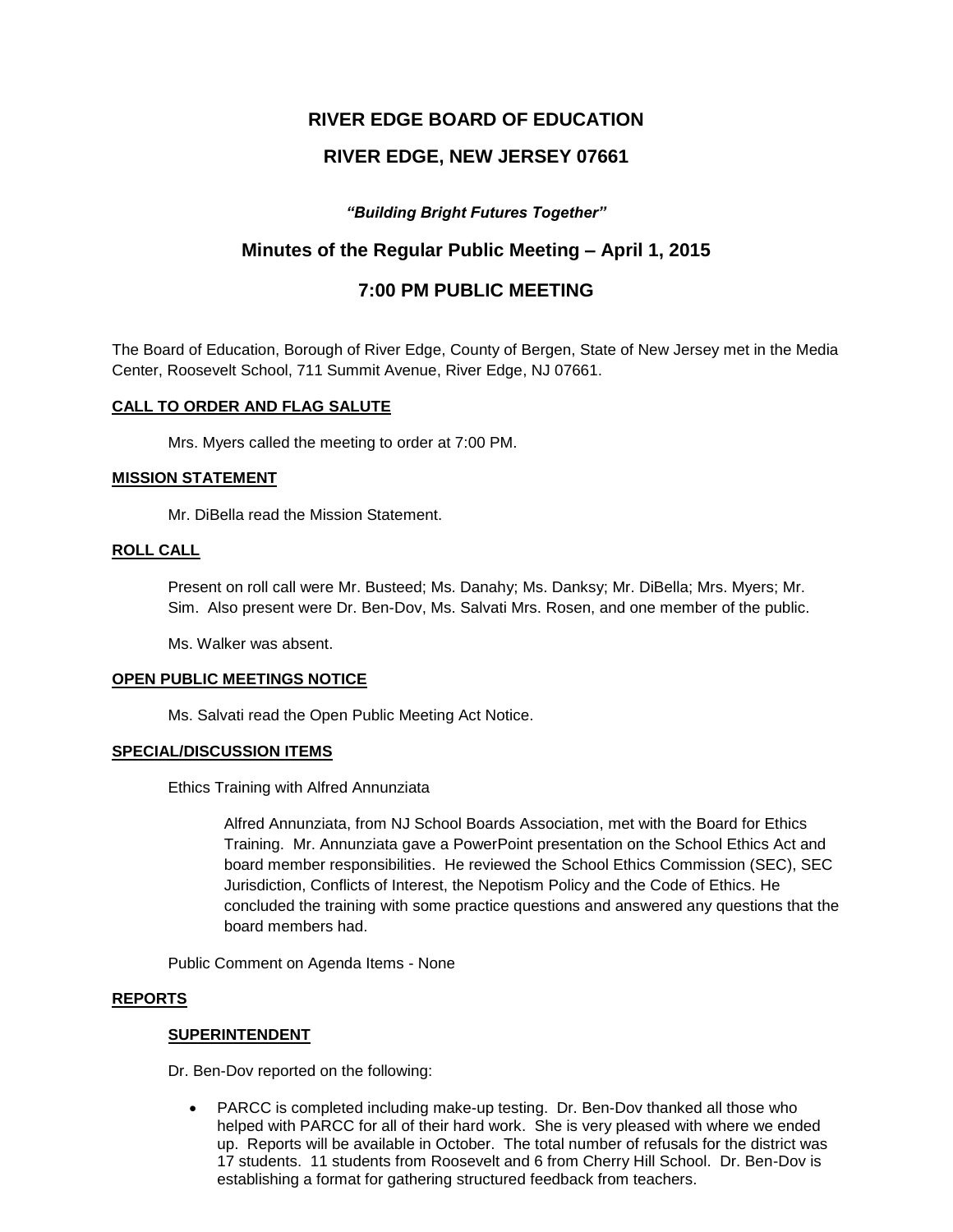# RIVER EDGE BOARD OF EDUCATION

# RIVER EDGE, NEW JERSEY 07661

***"Building Bright Futures Together"***

## Minutes of the Regular Public Meeting – April 1, 2015

## 7:00 PM PUBLIC MEETING

The Board of Education, Borough of River Edge, County of Bergen, State of New Jersey met in the Media Center, Roosevelt School, 711 Summit Avenue, River Edge, NJ 07661.

**CALL TO ORDER AND FLAG SALUTE**

Mrs. Myers called the meeting to order at 7:00 PM.

**MISSION STATEMENT**

Mr. DiBella read the Mission Statement.

**ROLL CALL**

Present on roll call were Mr. Busteed; Ms. Danahy; Ms. Danksy; Mr. DiBella; Mrs. Myers; Mr. Sim. Also present were Dr. Ben-Dov, Ms. Salvati Mrs. Rosen, and one member of the public.

Ms. Walker was absent.

**OPEN PUBLIC MEETINGS NOTICE**

Ms. Salvati read the Open Public Meeting Act Notice.

**SPECIAL/DISCUSSION ITEMS**

Ethics Training with Alfred Annunziata

Alfred Annunziata, from NJ School Boards Association, met with the Board for Ethics Training. Mr. Annunziata gave a PowerPoint presentation on the School Ethics Act and board member responsibilities. He reviewed the School Ethics Commission (SEC), SEC Jurisdiction, Conflicts of Interest, the Nepotism Policy and the Code of Ethics. He concluded the training with some practice questions and answered any questions that the board members had.

Public Comment on Agenda Items - None

**REPORTS**

**SUPERINTENDENT**

Dr. Ben-Dov reported on the following:

- PARCC is completed including make-up testing. Dr. Ben-Dov thanked all those who helped with PARCC for all of their hard work. She is very pleased with where we ended up. Reports will be available in October. The total number of refusals for the district was 17 students. 11 students from Roosevelt and 6 from Cherry Hill School. Dr. Ben-Dov is establishing a format for gathering structured feedback from teachers.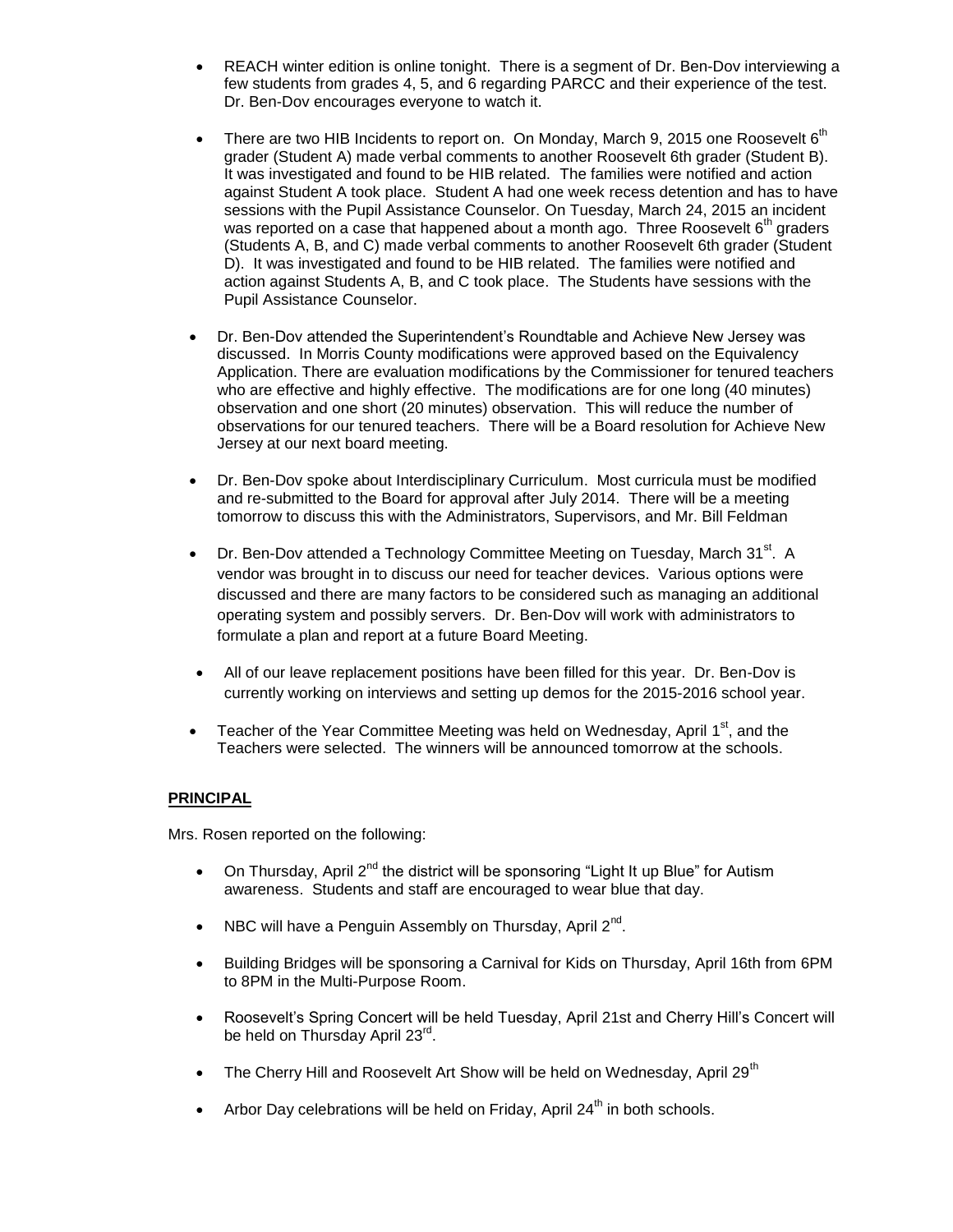- REACH winter edition is online tonight. There is a segment of Dr. Ben-Dov interviewing a few students from grades 4, 5, and 6 regarding PARCC and their experience of the test. Dr. Ben-Dov encourages everyone to watch it.

- There are two HIB Incidents to report on. On Monday, March 9, 2015 one Roosevelt 6th grader (Student A) made verbal comments to another Roosevelt 6th grader (Student B). It was investigated and found to be HIB related. The families were notified and action against Student A took place. Student A had one week recess detention and has to have sessions with the Pupil Assistance Counselor. On Tuesday, March 24, 2015 an incident was reported on a case that happened about a month ago. Three Roosevelt 6th graders (Students A, B, and C) made verbal comments to another Roosevelt 6th grader (Student D). It was investigated and found to be HIB related. The families were notified and action against Students A, B, and C took place. The Students have sessions with the Pupil Assistance Counselor.

- Dr. Ben-Dov attended the Superintendent's Roundtable and Achieve New Jersey was discussed. In Morris County modifications were approved based on the Equivalency Application. There are evaluation modifications by the Commissioner for tenured teachers who are effective and highly effective. The modifications are for one long (40 minutes) observation and one short (20 minutes) observation. This will reduce the number of observations for our tenured teachers. There will be a Board resolution for Achieve New Jersey at our next board meeting.

- Dr. Ben-Dov spoke about Interdisciplinary Curriculum. Most curricula must be modified and re-submitted to the Board for approval after July 2014. There will be a meeting tomorrow to discuss this with the Administrators, Supervisors, and Mr. Bill Feldman

- Dr. Ben-Dov attended a Technology Committee Meeting on Tuesday, March 31st. A vendor was brought in to discuss our need for teacher devices. Various options were discussed and there are many factors to be considered such as managing an additional operating system and possibly servers. Dr. Ben-Dov will work with administrators to formulate a plan and report at a future Board Meeting.

- All of our leave replacement positions have been filled for this year. Dr. Ben-Dov is currently working on interviews and setting up demos for the 2015-2016 school year.

- Teacher of the Year Committee Meeting was held on Wednesday, April 1st, and the Teachers were selected. The winners will be announced tomorrow at the schools.

**PRINCIPAL**

Mrs. Rosen reported on the following:

- On Thursday, April 2nd the district will be sponsoring "Light It up Blue" for Autism awareness. Students and staff are encouraged to wear blue that day.

- NBC will have a Penguin Assembly on Thursday, April 2nd.

- Building Bridges will be sponsoring a Carnival for Kids on Thursday, April 16th from 6PM to 8PM in the Multi-Purpose Room.

- Roosevelt's Spring Concert will be held Tuesday, April 21st and Cherry Hill's Concert will be held on Thursday April 23rd.

- The Cherry Hill and Roosevelt Art Show will be held on Wednesday, April 29th

- Arbor Day celebrations will be held on Friday, April 24th in both schools.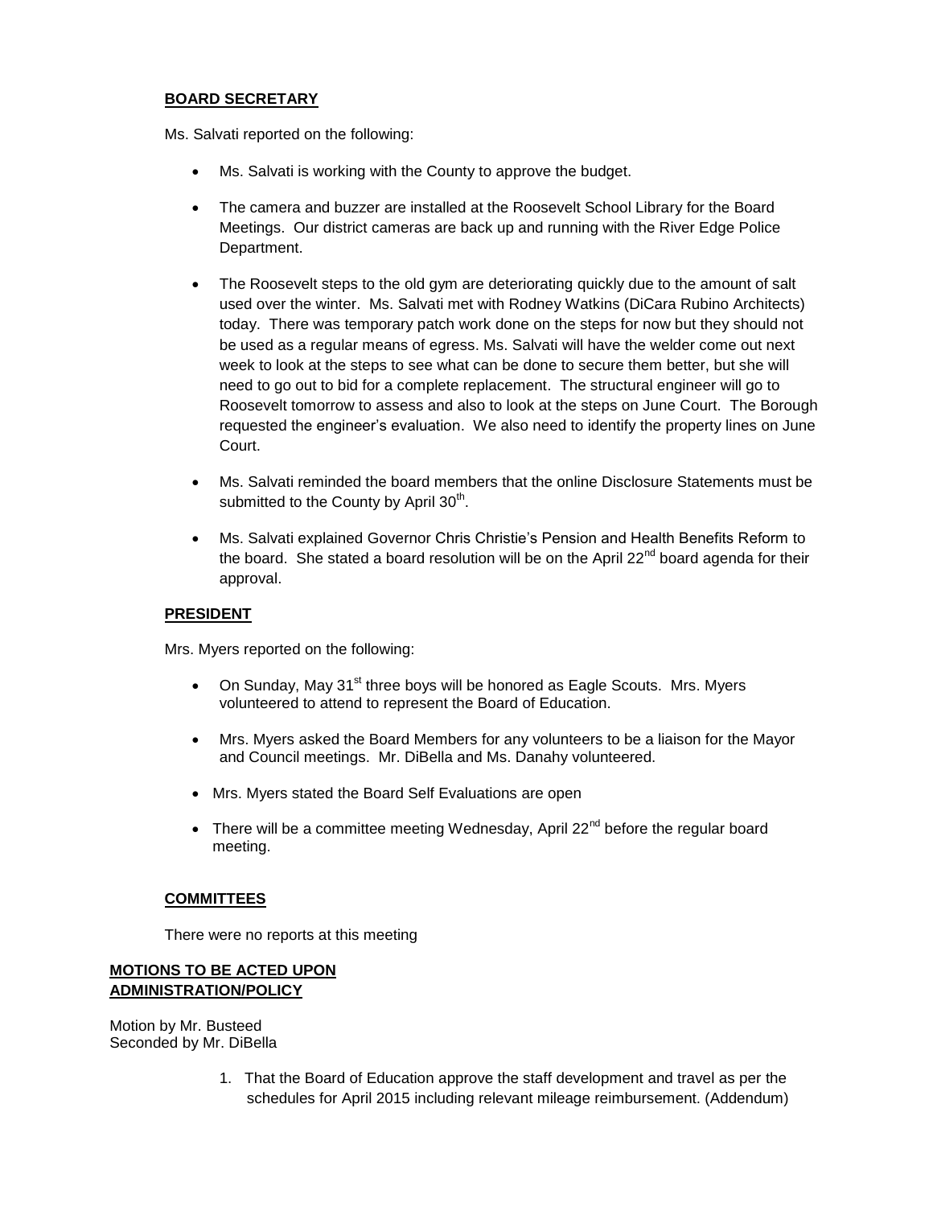**BOARD SECRETARY**

Ms. Salvati reported on the following:

- Ms. Salvati is working with the County to approve the budget.
- The camera and buzzer are installed at the Roosevelt School Library for the Board Meetings. Our district cameras are back up and running with the River Edge Police Department.
- The Roosevelt steps to the old gym are deteriorating quickly due to the amount of salt used over the winter. Ms. Salvati met with Rodney Watkins (DiCara Rubino Architects) today. There was temporary patch work done on the steps for now but they should not be used as a regular means of egress. Ms. Salvati will have the welder come out next week to look at the steps to see what can be done to secure them better, but she will need to go out to bid for a complete replacement. The structural engineer will go to Roosevelt tomorrow to assess and also to look at the steps on June Court. The Borough requested the engineer's evaluation. We also need to identify the property lines on June Court.
- Ms. Salvati reminded the board members that the online Disclosure Statements must be submitted to the County by April 30th.
- Ms. Salvati explained Governor Chris Christie's Pension and Health Benefits Reform to the board. She stated a board resolution will be on the April 22nd board agenda for their approval.

**PRESIDENT**

Mrs. Myers reported on the following:

- On Sunday, May 31st three boys will be honored as Eagle Scouts. Mrs. Myers volunteered to attend to represent the Board of Education.
- Mrs. Myers asked the Board Members for any volunteers to be a liaison for the Mayor and Council meetings. Mr. DiBella and Ms. Danahy volunteered.
- Mrs. Myers stated the Board Self Evaluations are open
- There will be a committee meeting Wednesday, April 22nd before the regular board meeting.

**COMMITTEES**

There were no reports at this meeting

**MOTIONS TO BE ACTED UPON**
**ADMINISTRATION/POLICY**

Motion by Mr. Busteed
Seconded by Mr. DiBella

1. That the Board of Education approve the staff development and travel as per the schedules for April 2015 including relevant mileage reimbursement. (Addendum)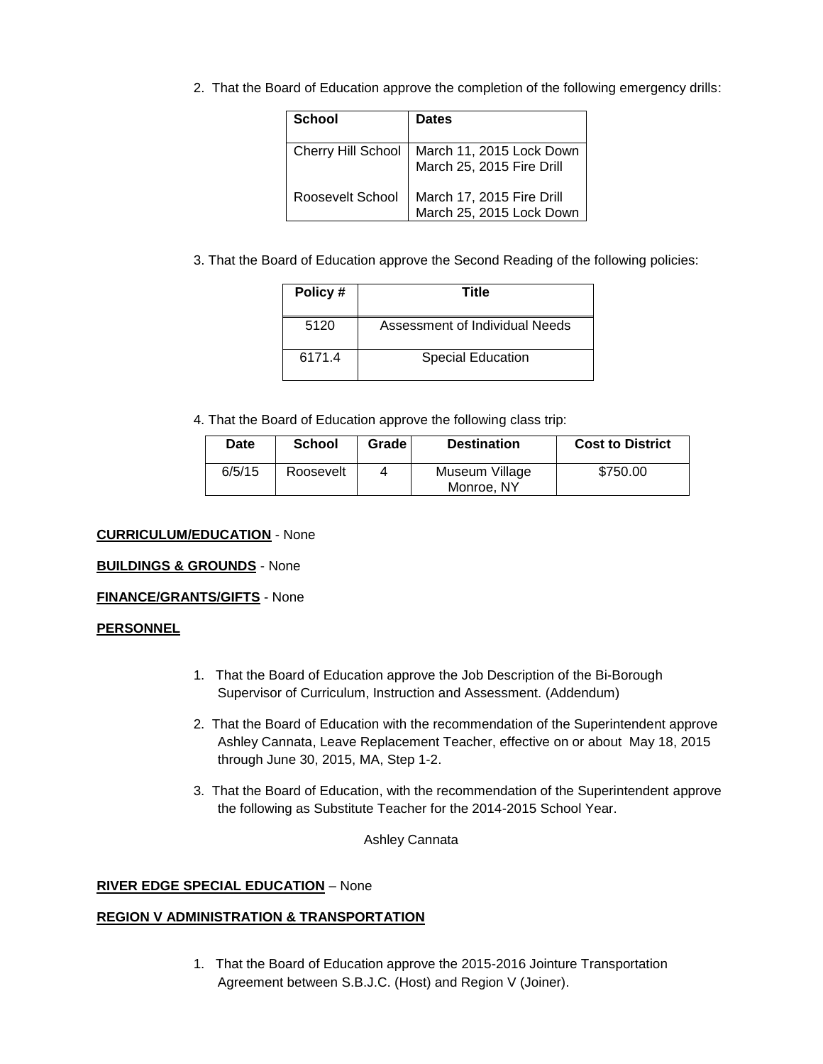2. That the Board of Education approve the completion of the following emergency drills:

| School | Dates |
|---|---|
| Cherry Hill School | March 11, 2015 Lock Down<br>March 25, 2015 Fire Drill |
| Roosevelt School | March 17, 2015 Fire Drill<br>March 25, 2015 Lock Down |

3. That the Board of Education approve the Second Reading of the following policies:

| Policy # | Title |
|---|---|
| 5120 | Assessment of Individual Needs |
| 6171.4 | Special Education |

4. That the Board of Education approve the following class trip:

| Date | School | Grade | Destination | Cost to District |
|---|---|---|---|---|
| 6/5/15 | Roosevelt | 4 | Museum Village Monroe, NY | $750.00 |

**CURRICULUM/EDUCATION** - None

**BUILDINGS & GROUNDS** - None

**FINANCE/GRANTS/GIFTS** - None

**PERSONNEL**

1. That the Board of Education approve the Job Description of the Bi-Borough Supervisor of Curriculum, Instruction and Assessment. (Addendum)

2. That the Board of Education with the recommendation of the Superintendent approve Ashley Cannata, Leave Replacement Teacher, effective on or about May 18, 2015 through June 30, 2015, MA, Step 1-2.

3. That the Board of Education, with the recommendation of the Superintendent approve the following as Substitute Teacher for the 2014-2015 School Year.

   Ashley Cannata

**RIVER EDGE SPECIAL EDUCATION** – None

**REGION V ADMINISTRATION & TRANSPORTATION**

1. That the Board of Education approve the 2015-2016 Jointure Transportation Agreement between S.B.J.C. (Host) and Region V (Joiner).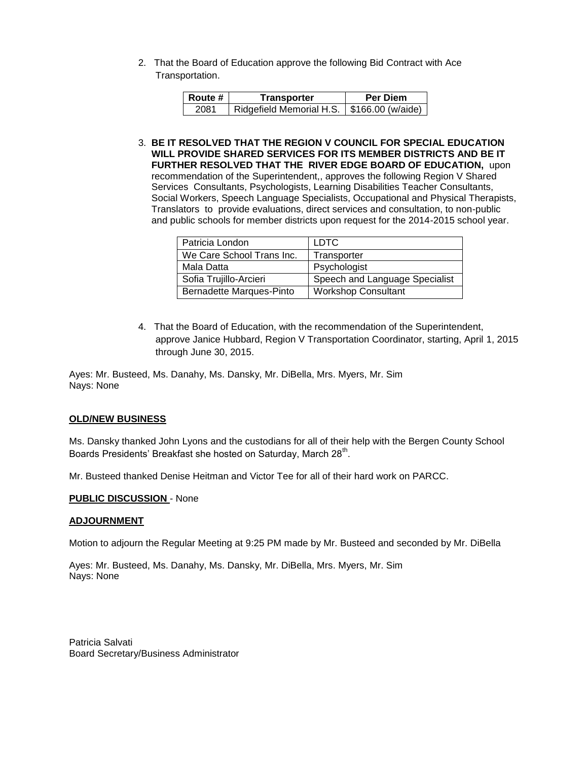2. That the Board of Education approve the following Bid Contract with Ace Transportation.

| Route # | Transporter | Per Diem |
|---|---|---|
| 2081 | Ridgefield Memorial H.S. | $166.00 (w/aide) |

3. **BE IT RESOLVED THAT THE REGION V COUNCIL FOR SPECIAL EDUCATION WILL PROVIDE SHARED SERVICES FOR ITS MEMBER DISTRICTS AND BE IT FURTHER RESOLVED THAT THE RIVER EDGE BOARD OF EDUCATION,** upon recommendation of the Superintendent,, approves the following Region V Shared Services Consultants, Psychologists, Learning Disabilities Teacher Consultants, Social Workers, Speech Language Specialists, Occupational and Physical Therapists, Translators to provide evaluations, direct services and consultation, to non-public and public schools for member districts upon request for the 2014-2015 school year.

| | |
|---|---|
| Patricia London | LDTC |
| We Care School Trans Inc. | Transporter |
| Mala Datta | Psychologist |
| Sofia Trujillo-Arcieri | Speech and Language Specialist |
| Bernadette Marques-Pinto | Workshop Consultant |

4. That the Board of Education, with the recommendation of the Superintendent, approve Janice Hubbard, Region V Transportation Coordinator, starting, April 1, 2015 through June 30, 2015.

Ayes: Mr. Busteed, Ms. Danahy, Ms. Dansky, Mr. DiBella, Mrs. Myers, Mr. Sim
Nays: None

**OLD/NEW BUSINESS**

Ms. Dansky thanked John Lyons and the custodians for all of their help with the Bergen County School Boards Presidents' Breakfast she hosted on Saturday, March 28th.

Mr. Busteed thanked Denise Heitman and Victor Tee for all of their hard work on PARCC.

**PUBLIC DISCUSSION** - None

**ADJOURNMENT**

Motion to adjourn the Regular Meeting at 9:25 PM made by Mr. Busteed and seconded by Mr. DiBella

Ayes: Mr. Busteed, Ms. Danahy, Ms. Dansky, Mr. DiBella, Mrs. Myers, Mr. Sim
Nays: None

Patricia Salvati
Board Secretary/Business Administrator